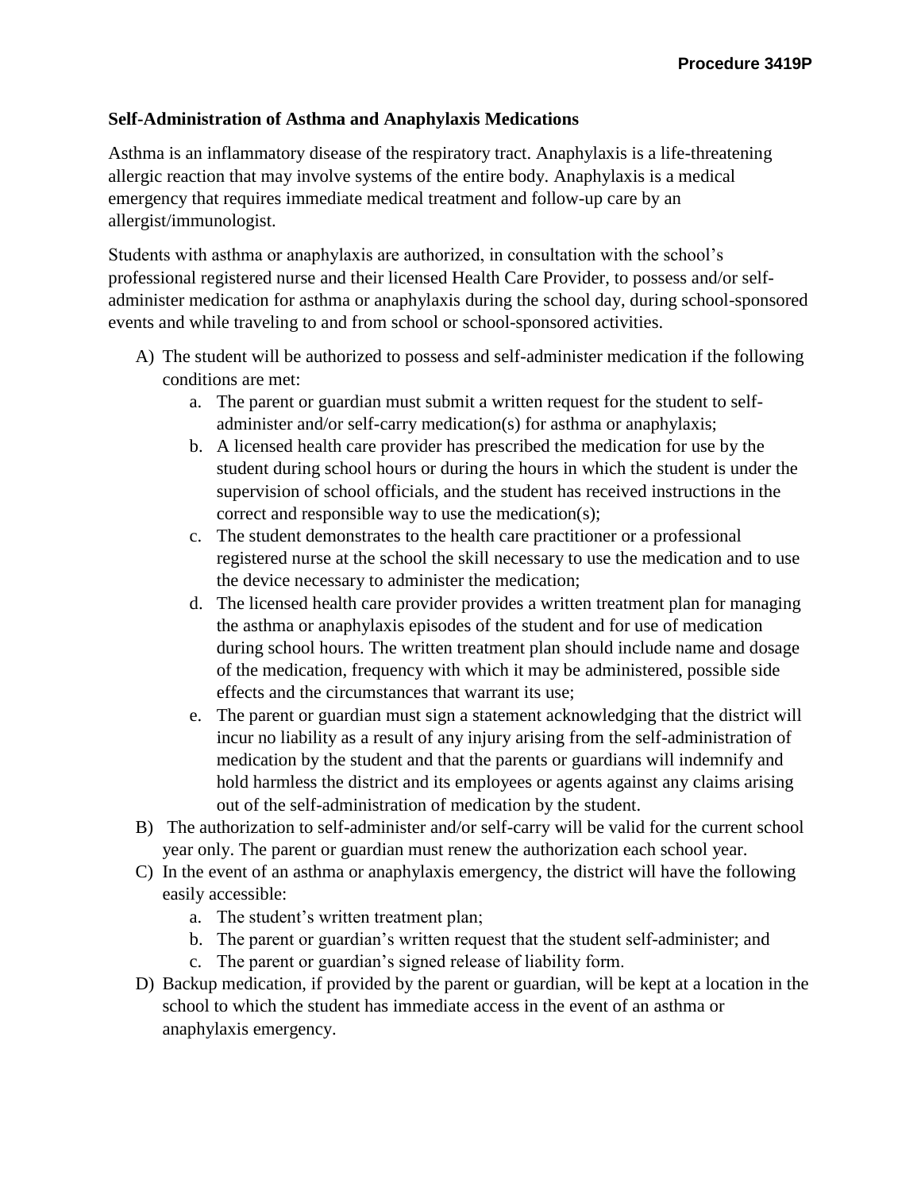**Procedure 3419P**

**Self-Administration of Asthma and Anaphylaxis Medications**

Asthma is an inflammatory disease of the respiratory tract. Anaphylaxis is a life-threatening allergic reaction that may involve systems of the entire body. Anaphylaxis is a medical emergency that requires immediate medical treatment and follow-up care by an allergist/immunologist.

Students with asthma or anaphylaxis are authorized, in consultation with the school's professional registered nurse and their licensed Health Care Provider, to possess and/or self-administer medication for asthma or anaphylaxis during the school day, during school-sponsored events and while traveling to and from school or school-sponsored activities.

A) The student will be authorized to possess and self-administer medication if the following conditions are met:
   a. The parent or guardian must submit a written request for the student to self-administer and/or self-carry medication(s) for asthma or anaphylaxis;
   b. A licensed health care provider has prescribed the medication for use by the student during school hours or during the hours in which the student is under the supervision of school officials, and the student has received instructions in the correct and responsible way to use the medication(s);
   c. The student demonstrates to the health care practitioner or a professional registered nurse at the school the skill necessary to use the medication and to use the device necessary to administer the medication;
   d. The licensed health care provider provides a written treatment plan for managing the asthma or anaphylaxis episodes of the student and for use of medication during school hours. The written treatment plan should include name and dosage of the medication, frequency with which it may be administered, possible side effects and the circumstances that warrant its use;
   e. The parent or guardian must sign a statement acknowledging that the district will incur no liability as a result of any injury arising from the self-administration of medication by the student and that the parents or guardians will indemnify and hold harmless the district and its employees or agents against any claims arising out of the self-administration of medication by the student.

B) The authorization to self-administer and/or self-carry will be valid for the current school year only. The parent or guardian must renew the authorization each school year.

C) In the event of an asthma or anaphylaxis emergency, the district will have the following easily accessible:
   a. The student's written treatment plan;
   b. The parent or guardian's written request that the student self-administer; and
   c. The parent or guardian's signed release of liability form.

D) Backup medication, if provided by the parent or guardian, will be kept at a location in the school to which the student has immediate access in the event of an asthma or anaphylaxis emergency.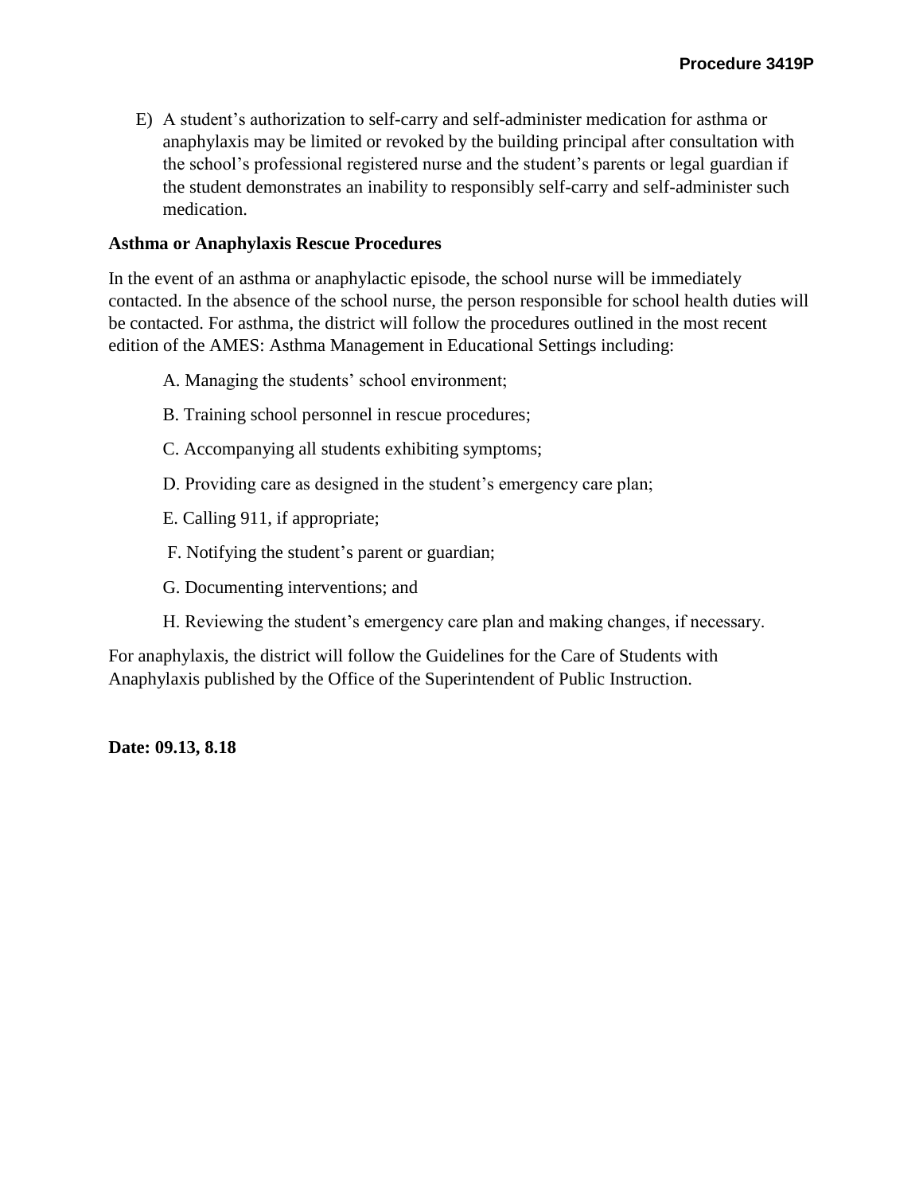E) A student's authorization to self-carry and self-administer medication for asthma or anaphylaxis may be limited or revoked by the building principal after consultation with the school's professional registered nurse and the student's parents or legal guardian if the student demonstrates an inability to responsibly self-carry and self-administer such medication.

**Asthma or Anaphylaxis Rescue Procedures**

In the event of an asthma or anaphylactic episode, the school nurse will be immediately contacted. In the absence of the school nurse, the person responsible for school health duties will be contacted. For asthma, the district will follow the procedures outlined in the most recent edition of the AMES: Asthma Management in Educational Settings including:

A. Managing the students' school environment;

B. Training school personnel in rescue procedures;

C. Accompanying all students exhibiting symptoms;

D. Providing care as designed in the student's emergency care plan;

E. Calling 911, if appropriate;

F. Notifying the student's parent or guardian;

G. Documenting interventions; and

H. Reviewing the student's emergency care plan and making changes, if necessary.

For anaphylaxis, the district will follow the Guidelines for the Care of Students with Anaphylaxis published by the Office of the Superintendent of Public Instruction.

**Date: 09.13, 8.18**